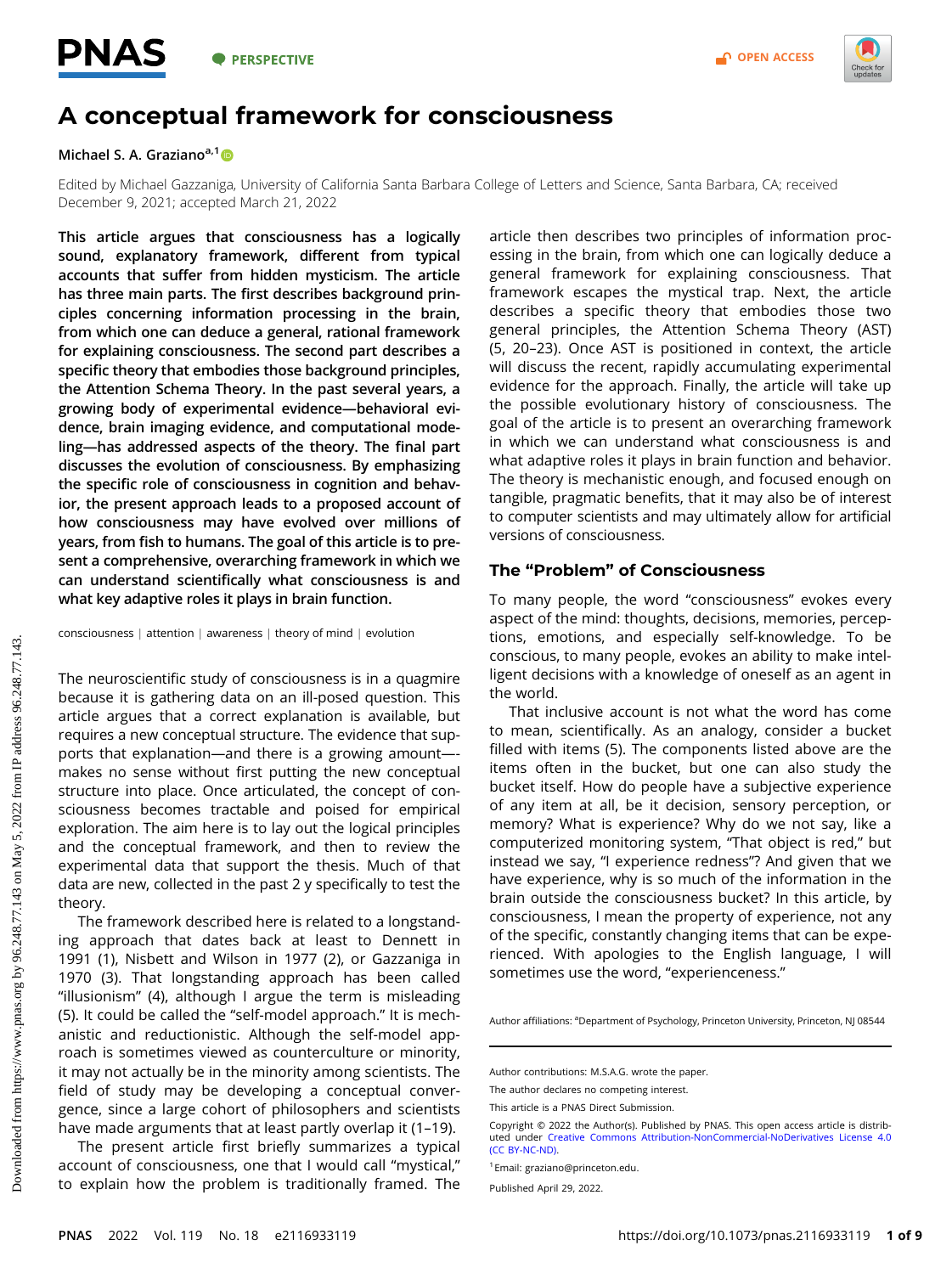# A conceptual framework for consciousness

Michael S. A. Graziano[a,1]

Edited by Michael Gazzaniga, University of California Santa Barbara College of Letters and Science, Santa Barbara, CA; received December 9, 2021; accepted March 21, 2022

**This article argues that consciousness has a logically sound, explanatory framework, different from typical accounts that suffer from hidden mysticism. The article has three main parts. The first describes background principles concerning information processing in the brain, from which one can deduce a general, rational framework for explaining consciousness. The second part describes a specific theory that embodies those background principles, the Attention Schema Theory. In the past several years, a growing body of experimental evidence—behavioral evidence, brain imaging evidence, and computational modeling—has addressed aspects of the theory. The final part discusses the evolution of consciousness. By emphasizing the specific role of consciousness in cognition and behavior, the present approach leads to a proposed account of how consciousness may have evolved over millions of years, from fish to humans. The goal of this article is to present a comprehensive, overarching framework in which we can understand scientifically what consciousness is and what key adaptive roles it plays in brain function.**

consciousness | attention | awareness | theory of mind | evolution

The neuroscientific study of consciousness is in a quagmire because it is gathering data on an ill-posed question. This article argues that a correct explanation is available, but requires a new conceptual structure. The evidence that supports that explanation—and there is a growing amount—makes no sense without first putting the new conceptual structure into place. Once articulated, the concept of consciousness becomes tractable and poised for empirical exploration. The aim here is to lay out the logical principles and the conceptual framework, and then to review the experimental data that support the thesis. Much of that data are new, collected in the past 2 y specifically to test the theory.

The framework described here is related to a longstanding approach that dates back at least to Dennett in 1991 (1), Nisbett and Wilson in 1977 (2), or Gazzaniga in 1970 (3). That longstanding approach has been called "illusionism" (4), although I argue the term is misleading (5). It could be called the "self-model approach." It is mechanistic and reductionistic. Although the self-model approach is sometimes viewed as counterculture or minority, it may not actually be in the minority among scientists. The field of study may be developing a conceptual convergence, since a large cohort of philosophers and scientists have made arguments that at least partly overlap it (1–19).

The present article first briefly summarizes a typical account of consciousness, one that I would call "mystical," to explain how the problem is traditionally framed. The article then describes two principles of information processing in the brain, from which one can logically deduce a general framework for explaining consciousness. That framework escapes the mystical trap. Next, the article describes a specific theory that embodies those two general principles, the Attention Schema Theory (AST) (5, 20–23). Once AST is positioned in context, the article will discuss the recent, rapidly accumulating experimental evidence for the approach. Finally, the article will take up the possible evolutionary history of consciousness. The goal of the article is to present an overarching framework in which we can understand what consciousness is and what adaptive roles it plays in brain function and behavior. The theory is mechanistic enough, and focused enough on tangible, pragmatic benefits, that it may also be of interest to computer scientists and may ultimately allow for artificial versions of consciousness.

## The "Problem" of Consciousness

To many people, the word "consciousness" evokes every aspect of the mind: thoughts, decisions, memories, perceptions, emotions, and especially self-knowledge. To be conscious, to many people, evokes an ability to make intelligent decisions with a knowledge of oneself as an agent in the world.

That inclusive account is not what the word has come to mean, scientifically. As an analogy, consider a bucket filled with items (5). The components listed above are the items often in the bucket, but one can also study the bucket itself. How do people have a subjective experience of any item at all, be it decision, sensory perception, or memory? What is experience? Why do we not say, like a computerized monitoring system, "That object is red," but instead we say, "I experience redness"? And given that we have experience, why is so much of the information in the brain outside the consciousness bucket? In this article, by consciousness, I mean the property of experience, not any of the specific, constantly changing items that can be experienced. With apologies to the English language, I will sometimes use the word, "experienceness."

Author affiliations: [a]Department of Psychology, Princeton University, Princeton, NJ 08544

Author contributions: M.S.A.G. wrote the paper.

The author declares no competing interest.

This article is a PNAS Direct Submission.

Copyright © 2022 the Author(s). Published by PNAS. This open access article is distributed under Creative Commons Attribution-NonCommercial-NoDerivatives License 4.0 (CC BY-NC-ND).

[1]Email: graziano@princeton.edu.

Published April 29, 2022.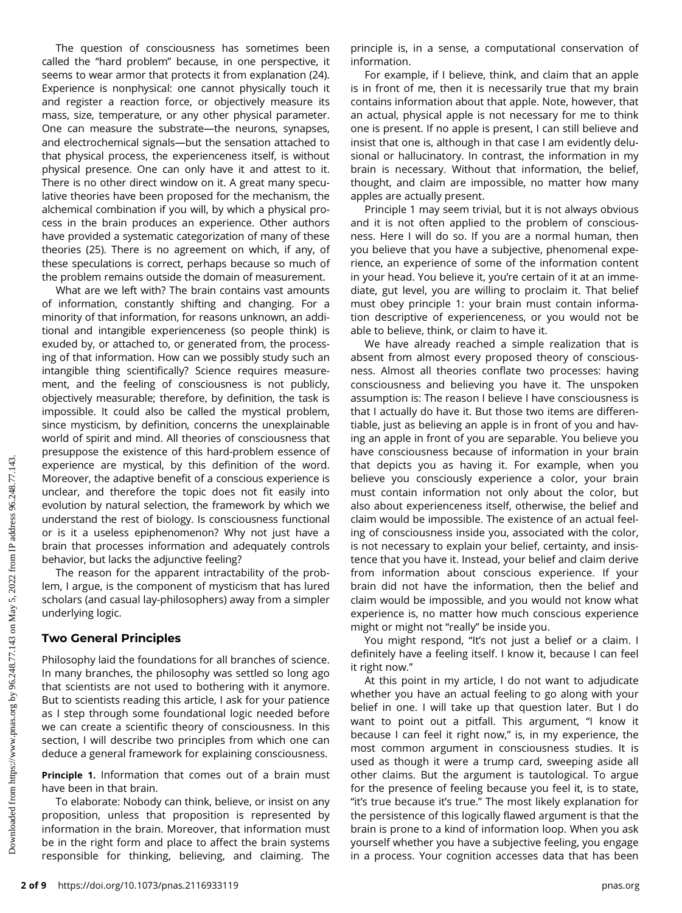The question of consciousness has sometimes been called the "hard problem" because, in one perspective, it seems to wear armor that protects it from explanation (24). Experience is nonphysical: one cannot physically touch it and register a reaction force, or objectively measure its mass, size, temperature, or any other physical parameter. One can measure the substrate—the neurons, synapses, and electrochemical signals—but the sensation attached to that physical process, the experienceness itself, is without physical presence. One can only have it and attest to it. There is no other direct window on it. A great many speculative theories have been proposed for the mechanism, the alchemical combination if you will, by which a physical process in the brain produces an experience. Other authors have provided a systematic categorization of many of these theories (25). There is no agreement on which, if any, of these speculations is correct, perhaps because so much of the problem remains outside the domain of measurement.

What are we left with? The brain contains vast amounts of information, constantly shifting and changing. For a minority of that information, for reasons unknown, an additional and intangible experienceness (so people think) is exuded by, or attached to, or generated from, the processing of that information. How can we possibly study such an intangible thing scientifically? Science requires measurement, and the feeling of consciousness is not publicly, objectively measurable; therefore, by definition, the task is impossible. It could also be called the mystical problem, since mysticism, by definition, concerns the unexplainable world of spirit and mind. All theories of consciousness that presuppose the existence of this hard-problem essence of experience are mystical, by this definition of the word. Moreover, the adaptive benefit of a conscious experience is unclear, and therefore the topic does not fit easily into evolution by natural selection, the framework by which we understand the rest of biology. Is consciousness functional or is it a useless epiphenomenon? Why not just have a brain that processes information and adequately controls behavior, but lacks the adjunctive feeling?

The reason for the apparent intractability of the problem, I argue, is the component of mysticism that has lured scholars (and casual lay-philosophers) away from a simpler underlying logic.

## Two General Principles

Philosophy laid the foundations for all branches of science. In many branches, the philosophy was settled so long ago that scientists are not used to bothering with it anymore. But to scientists reading this article, I ask for your patience as I step through some foundational logic needed before we can create a scientific theory of consciousness. In this section, I will describe two principles from which one can deduce a general framework for explaining consciousness.

**Principle 1.** Information that comes out of a brain must have been in that brain.

To elaborate: Nobody can think, believe, or insist on any proposition, unless that proposition is represented by information in the brain. Moreover, that information must be in the right form and place to affect the brain systems responsible for thinking, believing, and claiming. The principle is, in a sense, a computational conservation of information.

For example, if I believe, think, and claim that an apple is in front of me, then it is necessarily true that my brain contains information about that apple. Note, however, that an actual, physical apple is not necessary for me to think one is present. If no apple is present, I can still believe and insist that one is, although in that case I am evidently delusional or hallucinatory. In contrast, the information in my brain is necessary. Without that information, the belief, thought, and claim are impossible, no matter how many apples are actually present.

Principle 1 may seem trivial, but it is not always obvious and it is not often applied to the problem of consciousness. Here I will do so. If you are a normal human, then you believe that you have a subjective, phenomenal experience, an experience of some of the information content in your head. You believe it, you're certain of it at an immediate, gut level, you are willing to proclaim it. That belief must obey principle 1: your brain must contain information descriptive of experienceness, or you would not be able to believe, think, or claim to have it.

We have already reached a simple realization that is absent from almost every proposed theory of consciousness. Almost all theories conflate two processes: having consciousness and believing you have it. The unspoken assumption is: The reason I believe I have consciousness is that I actually do have it. But those two items are differentiable, just as believing an apple is in front of you and having an apple in front of you are separable. You believe you have consciousness because of information in your brain that depicts you as having it. For example, when you believe you consciously experience a color, your brain must contain information not only about the color, but also about experienceness itself, otherwise, the belief and claim would be impossible. The existence of an actual feeling of consciousness inside you, associated with the color, is not necessary to explain your belief, certainty, and insistence that you have it. Instead, your belief and claim derive from information about conscious experience. If your brain did not have the information, then the belief and claim would be impossible, and you would not know what experience is, no matter how much conscious experience might or might not "really" be inside you.

You might respond, "It's not just a belief or a claim. I definitely have a feeling itself. I know it, because I can feel it right now."

At this point in my article, I do not want to adjudicate whether you have an actual feeling to go along with your belief in one. I will take up that question later. But I do want to point out a pitfall. This argument, "I know it because I can feel it right now," is, in my experience, the most common argument in consciousness studies. It is used as though it were a trump card, sweeping aside all other claims. But the argument is tautological. To argue for the presence of feeling because you feel it, is to state, "it's true because it's true." The most likely explanation for the persistence of this logically flawed argument is that the brain is prone to a kind of information loop. When you ask yourself whether you have a subjective feeling, you engage in a process. Your cognition accesses data that has been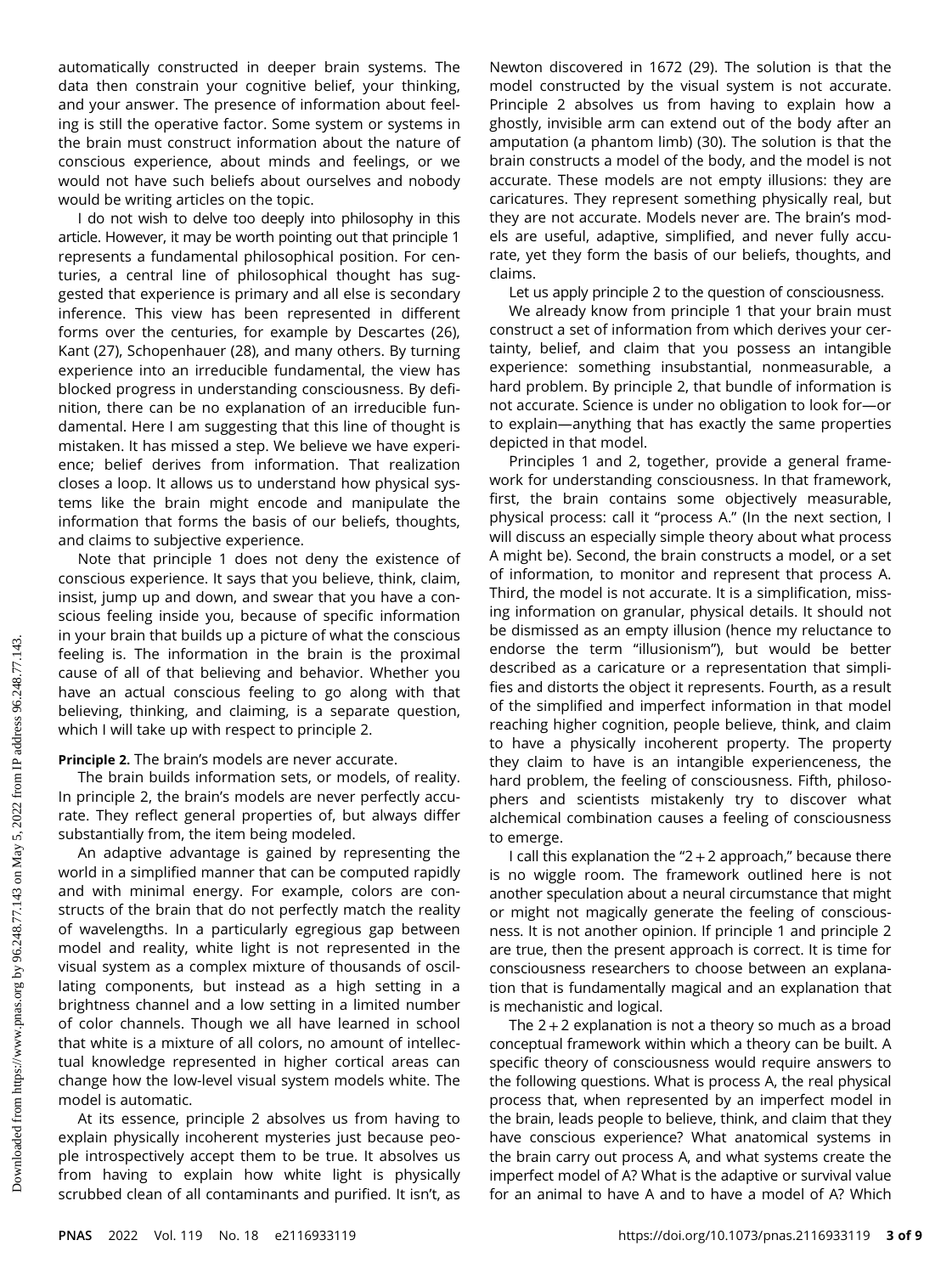automatically constructed in deeper brain systems. The data then constrain your cognitive belief, your thinking, and your answer. The presence of information about feeling is still the operative factor. Some system or systems in the brain must construct information about the nature of conscious experience, about minds and feelings, or we would not have such beliefs about ourselves and nobody would be writing articles on the topic.

I do not wish to delve too deeply into philosophy in this article. However, it may be worth pointing out that principle 1 represents a fundamental philosophical position. For centuries, a central line of philosophical thought has suggested that experience is primary and all else is secondary inference. This view has been represented in different forms over the centuries, for example by Descartes (26), Kant (27), Schopenhauer (28), and many others. By turning experience into an irreducible fundamental, the view has blocked progress in understanding consciousness. By definition, there can be no explanation of an irreducible fundamental. Here I am suggesting that this line of thought is mistaken. It has missed a step. We believe we have experience; belief derives from information. That realization closes a loop. It allows us to understand how physical systems like the brain might encode and manipulate the information that forms the basis of our beliefs, thoughts, and claims to subjective experience.

Note that principle 1 does not deny the existence of conscious experience. It says that you believe, think, claim, insist, jump up and down, and swear that you have a conscious feeling inside you, because of specific information in your brain that builds up a picture of what the conscious feeling is. The information in the brain is the proximal cause of all of that believing and behavior. Whether you have an actual conscious feeling to go along with that believing, thinking, and claiming, is a separate question, which I will take up with respect to principle 2.

**Principle 2.** The brain's models are never accurate.

The brain builds information sets, or models, of reality. In principle 2, the brain's models are never perfectly accurate. They reflect general properties of, but always differ substantially from, the item being modeled.

An adaptive advantage is gained by representing the world in a simplified manner that can be computed rapidly and with minimal energy. For example, colors are constructs of the brain that do not perfectly match the reality of wavelengths. In a particularly egregious gap between model and reality, white light is not represented in the visual system as a complex mixture of thousands of oscillating components, but instead as a high setting in a brightness channel and a low setting in a limited number of color channels. Though we all have learned in school that white is a mixture of all colors, no amount of intellectual knowledge represented in higher cortical areas can change how the low-level visual system models white. The model is automatic.

At its essence, principle 2 absolves us from having to explain physically incoherent mysteries just because people introspectively accept them to be true. It absolves us from having to explain how white light is physically scrubbed clean of all contaminants and purified. It isn't, as Newton discovered in 1672 (29). The solution is that the model constructed by the visual system is not accurate. Principle 2 absolves us from having to explain how a ghostly, invisible arm can extend out of the body after an amputation (a phantom limb) (30). The solution is that the brain constructs a model of the body, and the model is not accurate. These models are not empty illusions: they are caricatures. They represent something physically real, but they are not accurate. Models never are. The brain's models are useful, adaptive, simplified, and never fully accurate, yet they form the basis of our beliefs, thoughts, and claims.

Let us apply principle 2 to the question of consciousness.

We already know from principle 1 that your brain must construct a set of information from which derives your certainty, belief, and claim that you possess an intangible experience: something insubstantial, nonmeasurable, a hard problem. By principle 2, that bundle of information is not accurate. Science is under no obligation to look for—or to explain—anything that has exactly the same properties depicted in that model.

Principles 1 and 2, together, provide a general framework for understanding consciousness. In that framework, first, the brain contains some objectively measurable, physical process: call it "process A." (In the next section, I will discuss an especially simple theory about what process A might be). Second, the brain constructs a model, or a set of information, to monitor and represent that process A. Third, the model is not accurate. It is a simplification, missing information on granular, physical details. It should not be dismissed as an empty illusion (hence my reluctance to endorse the term "illusionism"), but would be better described as a caricature or a representation that simplifies and distorts the object it represents. Fourth, as a result of the simplified and imperfect information in that model reaching higher cognition, people believe, think, and claim to have a physically incoherent property. The property they claim to have is an intangible experienceness, the hard problem, the feeling of consciousness. Fifth, philosophers and scientists mistakenly try to discover what alchemical combination causes a feeling of consciousness to emerge.

I call this explanation the "2 + 2 approach," because there is no wiggle room. The framework outlined here is not another speculation about a neural circumstance that might or might not magically generate the feeling of consciousness. It is not another opinion. If principle 1 and principle 2 are true, then the present approach is correct. It is time for consciousness researchers to choose between an explanation that is fundamentally magical and an explanation that is mechanistic and logical.

The 2 + 2 explanation is not a theory so much as a broad conceptual framework within which a theory can be built. A specific theory of consciousness would require answers to the following questions. What is process A, the real physical process that, when represented by an imperfect model in the brain, leads people to believe, think, and claim that they have conscious experience? What anatomical systems in the brain carry out process A, and what systems create the imperfect model of A? What is the adaptive or survival value for an animal to have A and to have a model of A? Which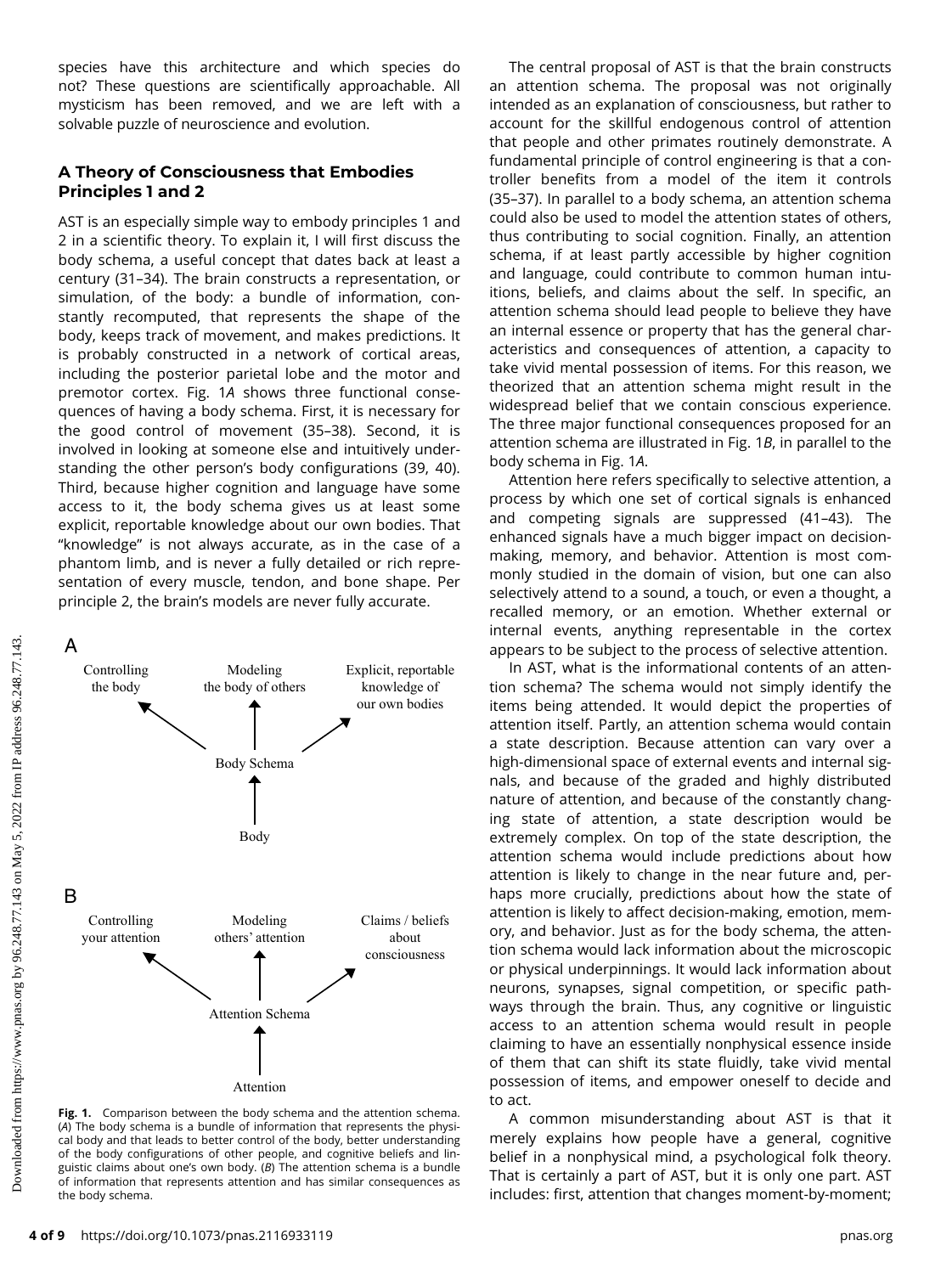species have this architecture and which species do not? These questions are scientifically approachable. All mysticism has been removed, and we are left with a solvable puzzle of neuroscience and evolution.

### A Theory of Consciousness that Embodies Principles 1 and 2

AST is an especially simple way to embody principles 1 and 2 in a scientific theory. To explain it, I will first discuss the body schema, a useful concept that dates back at least a century (31–34). The brain constructs a representation, or simulation, of the body: a bundle of information, constantly recomputed, that represents the shape of the body, keeps track of movement, and makes predictions. It is probably constructed in a network of cortical areas, including the posterior parietal lobe and the motor and premotor cortex. Fig. 1*A* shows three functional consequences of having a body schema. First, it is necessary for the good control of movement (35–38). Second, it is involved in looking at someone else and intuitively understanding the other person's body configurations (39, 40). Third, because higher cognition and language have some access to it, the body schema gives us at least some explicit, reportable knowledge about our own bodies. That "knowledge" is not always accurate, as in the case of a phantom limb, and is never a fully detailed or rich representation of every muscle, tendon, and bone shape. Per principle 2, the brain's models are never fully accurate.

**Fig. 1.** Comparison between the body schema and the attention schema. (*A*) The body schema is a bundle of information that represents the physical body and that leads to better control of the body, better understanding of the body configurations of other people, and cognitive beliefs and linguistic claims about one's own body. (*B*) The attention schema is a bundle of information that represents attention and has similar consequences as the body schema.

The central proposal of AST is that the brain constructs an attention schema. The proposal was not originally intended as an explanation of consciousness, but rather to account for the skillful endogenous control of attention that people and other primates routinely demonstrate. A fundamental principle of control engineering is that a controller benefits from a model of the item it controls (35–37). In parallel to a body schema, an attention schema could also be used to model the attention states of others, thus contributing to social cognition. Finally, an attention schema, if at least partly accessible by higher cognition and language, could contribute to common human intuitions, beliefs, and claims about the self. In specific, an attention schema should lead people to believe they have an internal essence or property that has the general characteristics and consequences of attention, a capacity to take vivid mental possession of items. For this reason, we theorized that an attention schema might result in the widespread belief that we contain conscious experience. The three major functional consequences proposed for an attention schema are illustrated in Fig. 1*B*, in parallel to the body schema in Fig. 1*A*.

Attention here refers specifically to selective attention, a process by which one set of cortical signals is enhanced and competing signals are suppressed (41–43). The enhanced signals have a much bigger impact on decision-making, memory, and behavior. Attention is most commonly studied in the domain of vision, but one can also selectively attend to a sound, a touch, or even a thought, a recalled memory, or an emotion. Whether external or internal events, anything representable in the cortex appears to be subject to the process of selective attention.

In AST, what is the informational contents of an attention schema? The schema would not simply identify the items being attended. It would depict the properties of attention itself. Partly, an attention schema would contain a state description. Because attention can vary over a high-dimensional space of external events and internal signals, and because of the graded and highly distributed nature of attention, and because of the constantly changing state of attention, a state description would be extremely complex. On top of the state description, the attention schema would include predictions about how attention is likely to change in the near future and, perhaps more crucially, predictions about how the state of attention is likely to affect decision-making, emotion, memory, and behavior. Just as for the body schema, the attention schema would lack information about the microscopic or physical underpinnings. It would lack information about neurons, synapses, signal competition, or specific pathways through the brain. Thus, any cognitive or linguistic access to an attention schema would result in people claiming to have an essentially nonphysical essence inside of them that can shift its state fluidly, take vivid mental possession of items, and empower oneself to decide and to act.

A common misunderstanding about AST is that it merely explains how people have a general, cognitive belief in a nonphysical mind, a psychological folk theory. That is certainly a part of AST, but it is only one part. AST includes: first, attention that changes moment-by-moment;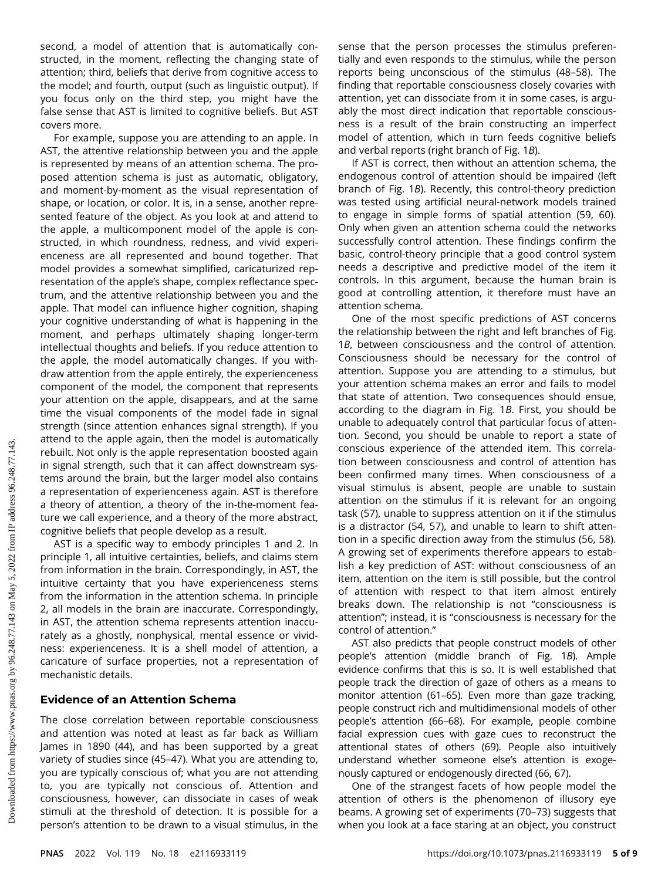second, a model of attention that is automatically constructed, in the moment, reflecting the changing state of attention; third, beliefs that derive from cognitive access to the model; and fourth, output (such as linguistic output). If you focus only on the third step, you might have the false sense that AST is limited to cognitive beliefs. But AST covers more.

For example, suppose you are attending to an apple. In AST, the attentive relationship between you and the apple is represented by means of an attention schema. The proposed attention schema is just as automatic, obligatory, and moment-by-moment as the visual representation of shape, or location, or color. It is, in a sense, another represented feature of the object. As you look at and attend to the apple, a multicomponent model of the apple is constructed, in which roundness, redness, and vivid experienceness are all represented and bound together. That model provides a somewhat simplified, caricaturized representation of the apple's shape, complex reflectance spectrum, and the attentive relationship between you and the apple. That model can influence higher cognition, shaping your cognitive understanding of what is happening in the moment, and perhaps ultimately shaping longer-term intellectual thoughts and beliefs. If you reduce attention to the apple, the model automatically changes. If you withdraw attention from the apple entirely, the experienceness component of the model, the component that represents your attention on the apple, disappears, and at the same time the visual components of the model fade in signal strength (since attention enhances signal strength). If you attend to the apple again, then the model is automatically rebuilt. Not only is the apple representation boosted again in signal strength, such that it can affect downstream systems around the brain, but the larger model also contains a representation of experienceness again. AST is therefore a theory of attention, a theory of the in-the-moment feature we call experience, and a theory of the more abstract, cognitive beliefs that people develop as a result.

AST is a specific way to embody principles 1 and 2. In principle 1, all intuitive certainties, beliefs, and claims stem from information in the brain. Correspondingly, in AST, the intuitive certainty that you have experienceness stems from the information in the attention schema. In principle 2, all models in the brain are inaccurate. Correspondingly, in AST, the attention schema represents attention inaccurately as a ghostly, nonphysical, mental essence or vividness: experienceness. It is a shell model of attention, a caricature of surface properties, not a representation of mechanistic details.

## Evidence of an Attention Schema

The close correlation between reportable consciousness and attention was noted at least as far back as William James in 1890 (44), and has been supported by a great variety of studies since (45–47). What you are attending to, you are typically conscious of; what you are not attending to, you are typically not conscious of. Attention and consciousness, however, can dissociate in cases of weak stimuli at the threshold of detection. It is possible for a person's attention to be drawn to a visual stimulus, in the sense that the person processes the stimulus preferentially and even responds to the stimulus, while the person reports being unconscious of the stimulus (48–58). The finding that reportable consciousness closely covaries with attention, yet can dissociate from it in some cases, is arguably the most direct indication that reportable consciousness is a result of the brain constructing an imperfect model of attention, which in turn feeds cognitive beliefs and verbal reports (right branch of Fig. 1*B*).

If AST is correct, then without an attention schema, the endogenous control of attention should be impaired (left branch of Fig. 1*B*). Recently, this control-theory prediction was tested using artificial neural-network models trained to engage in simple forms of spatial attention (59, 60). Only when given an attention schema could the networks successfully control attention. These findings confirm the basic, control-theory principle that a good control system needs a descriptive and predictive model of the item it controls. In this argument, because the human brain is good at controlling attention, it therefore must have an attention schema.

One of the most specific predictions of AST concerns the relationship between the right and left branches of Fig. 1*B*, between consciousness and the control of attention. Consciousness should be necessary for the control of attention. Suppose you are attending to a stimulus, but your attention schema makes an error and fails to model that state of attention. Two consequences should ensue, according to the diagram in Fig. 1*B*. First, you should be unable to adequately control that particular focus of attention. Second, you should be unable to report a state of conscious experience of the attended item. This correlation between consciousness and control of attention has been confirmed many times. When consciousness of a visual stimulus is absent, people are unable to sustain attention on the stimulus if it is relevant for an ongoing task (57), unable to suppress attention on it if the stimulus is a distractor (54, 57), and unable to learn to shift attention in a specific direction away from the stimulus (56, 58). A growing set of experiments therefore appears to establish a key prediction of AST: without consciousness of an item, attention on the item is still possible, but the control of attention with respect to that item almost entirely breaks down. The relationship is not "consciousness is attention"; instead, it is "consciousness is necessary for the control of attention."

AST also predicts that people construct models of other people's attention (middle branch of Fig. 1*B*). Ample evidence confirms that this is so. It is well established that people track the direction of gaze of others as a means to monitor attention (61–65). Even more than gaze tracking, people construct rich and multidimensional models of other people's attention (66–68). For example, people combine facial expression cues with gaze cues to reconstruct the attentional states of others (69). People also intuitively understand whether someone else's attention is exogenously captured or endogenously directed (66, 67).

One of the strangest facets of how people model the attention of others is the phenomenon of illusory eye beams. A growing set of experiments (70–73) suggests that when you look at a face staring at an object, you construct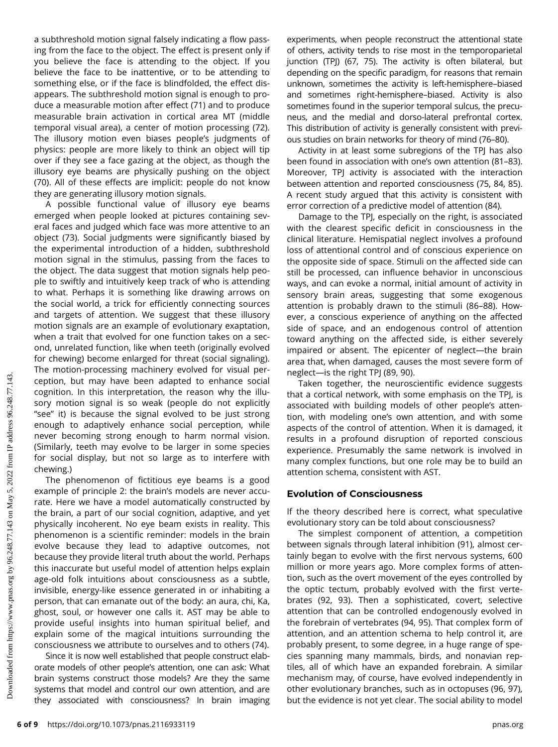a subthreshold motion signal falsely indicating a flow passing from the face to the object. The effect is present only if you believe the face is attending to the object. If you believe the face to be inattentive, or to be attending to something else, or if the face is blindfolded, the effect disappears. The subthreshold motion signal is enough to produce a measurable motion after effect (71) and to produce measurable brain activation in cortical area MT (middle temporal visual area), a center of motion processing (72). The illusory motion even biases people's judgments of physics: people are more likely to think an object will tip over if they see a face gazing at the object, as though the illusory eye beams are physically pushing on the object (70). All of these effects are implicit: people do not know they are generating illusory motion signals.

A possible functional value of illusory eye beams emerged when people looked at pictures containing several faces and judged which face was more attentive to an object (73). Social judgments were significantly biased by the experimental introduction of a hidden, subthreshold motion signal in the stimulus, passing from the faces to the object. The data suggest that motion signals help people to swiftly and intuitively keep track of who is attending to what. Perhaps it is something like drawing arrows on the social world, a trick for efficiently connecting sources and targets of attention. We suggest that these illusory motion signals are an example of evolutionary exaptation, when a trait that evolved for one function takes on a second, unrelated function, like when teeth (originally evolved for chewing) become enlarged for threat (social signaling). The motion-processing machinery evolved for visual perception, but may have been adapted to enhance social cognition. In this interpretation, the reason why the illusory motion signal is so weak (people do not explicitly "see" it) is because the signal evolved to be just strong enough to adaptively enhance social perception, while never becoming strong enough to harm normal vision. (Similarly, teeth may evolve to be larger in some species for social display, but not so large as to interfere with chewing.)

The phenomenon of fictitious eye beams is a good example of principle 2: the brain's models are never accurate. Here we have a model automatically constructed by the brain, a part of our social cognition, adaptive, and yet physically incoherent. No eye beam exists in reality. This phenomenon is a scientific reminder: models in the brain evolve because they lead to adaptive outcomes, not because they provide literal truth about the world. Perhaps this inaccurate but useful model of attention helps explain age-old folk intuitions about consciousness as a subtle, invisible, energy-like essence generated in or inhabiting a person, that can emanate out of the body: an aura, chi, Ka, ghost, soul, or however one calls it. AST may be able to provide useful insights into human spiritual belief, and explain some of the magical intuitions surrounding the consciousness we attribute to ourselves and to others (74).

Since it is now well established that people construct elaborate models of other people's attention, one can ask: What brain systems construct those models? Are they the same systems that model and control our own attention, and are they associated with consciousness? In brain imaging experiments, when people reconstruct the attentional state of others, activity tends to rise most in the temporoparietal junction (TPJ) (67, 75). The activity is often bilateral, but depending on the specific paradigm, for reasons that remain unknown, sometimes the activity is left-hemisphere–biased and sometimes right-hemisphere–biased. Activity is also sometimes found in the superior temporal sulcus, the precuneus, and the medial and dorso-lateral prefrontal cortex. This distribution of activity is generally consistent with previous studies on brain networks for theory of mind (76–80).

Activity in at least some subregions of the TPJ has also been found in association with one's own attention (81–83). Moreover, TPJ activity is associated with the interaction between attention and reported consciousness (75, 84, 85). A recent study argued that this activity is consistent with error correction of a predictive model of attention (84).

Damage to the TPJ, especially on the right, is associated with the clearest specific deficit in consciousness in the clinical literature. Hemispatial neglect involves a profound loss of attentional control and of conscious experience on the opposite side of space. Stimuli on the affected side can still be processed, can influence behavior in unconscious ways, and can evoke a normal, initial amount of activity in sensory brain areas, suggesting that some exogenous attention is probably drawn to the stimuli (86–88). However, a conscious experience of anything on the affected side of space, and an endogenous control of attention toward anything on the affected side, is either severely impaired or absent. The epicenter of neglect—the brain area that, when damaged, causes the most severe form of neglect—is the right TPJ (89, 90).

Taken together, the neuroscientific evidence suggests that a cortical network, with some emphasis on the TPJ, is associated with building models of other people's attention, with modeling one's own attention, and with some aspects of the control of attention. When it is damaged, it results in a profound disruption of reported conscious experience. Presumably the same network is involved in many complex functions, but one role may be to build an attention schema, consistent with AST.

## Evolution of Consciousness

If the theory described here is correct, what speculative evolutionary story can be told about consciousness?

The simplest component of attention, a competition between signals through lateral inhibition (91), almost certainly began to evolve with the first nervous systems, 600 million or more years ago. More complex forms of attention, such as the overt movement of the eyes controlled by the optic tectum, probably evolved with the first vertebrates (92, 93). Then a sophisticated, covert, selective attention that can be controlled endogenously evolved in the forebrain of vertebrates (94, 95). That complex form of attention, and an attention schema to help control it, are probably present, to some degree, in a huge range of species spanning many mammals, birds, and nonavian reptiles, all of which have an expanded forebrain. A similar mechanism may, of course, have evolved independently in other evolutionary branches, such as in octopuses (96, 97), but the evidence is not yet clear. The social ability to model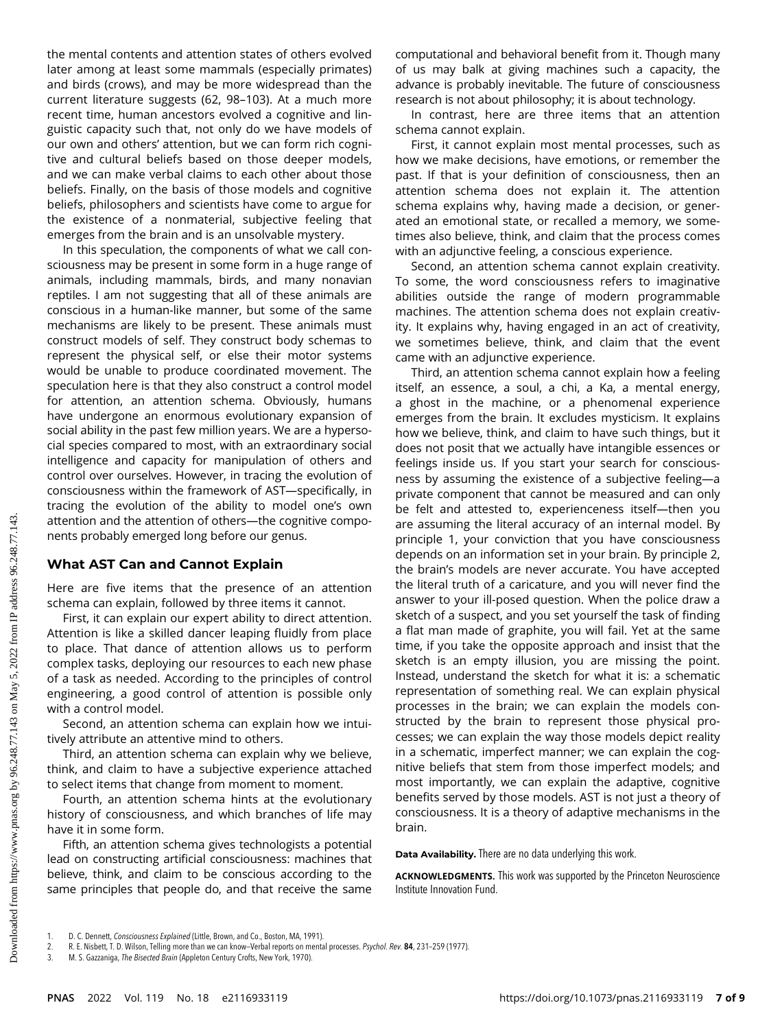the mental contents and attention states of others evolved later among at least some mammals (especially primates) and birds (crows), and may be more widespread than the current literature suggests (62, 98–103). At a much more recent time, human ancestors evolved a cognitive and linguistic capacity such that, not only do we have models of our own and others' attention, but we can form rich cognitive and cultural beliefs based on those deeper models, and we can make verbal claims to each other about those beliefs. Finally, on the basis of those models and cognitive beliefs, philosophers and scientists have come to argue for the existence of a nonmaterial, subjective feeling that emerges from the brain and is an unsolvable mystery.

In this speculation, the components of what we call consciousness may be present in some form in a huge range of animals, including mammals, birds, and many nonavian reptiles. I am not suggesting that all of these animals are conscious in a human-like manner, but some of the same mechanisms are likely to be present. These animals must construct models of self. They construct body schemas to represent the physical self, or else their motor systems would be unable to produce coordinated movement. The speculation here is that they also construct a control model for attention, an attention schema. Obviously, humans have undergone an enormous evolutionary expansion of social ability in the past few million years. We are a hypersocial species compared to most, with an extraordinary social intelligence and capacity for manipulation of others and control over ourselves. However, in tracing the evolution of consciousness within the framework of AST—specifically, in tracing the evolution of the ability to model one's own attention and the attention of others—the cognitive components probably emerged long before our genus.

## What AST Can and Cannot Explain

Here are five items that the presence of an attention schema can explain, followed by three items it cannot.

First, it can explain our expert ability to direct attention. Attention is like a skilled dancer leaping fluidly from place to place. That dance of attention allows us to perform complex tasks, deploying our resources to each new phase of a task as needed. According to the principles of control engineering, a good control of attention is possible only with a control model.

Second, an attention schema can explain how we intuitively attribute an attentive mind to others.

Third, an attention schema can explain why we believe, think, and claim to have a subjective experience attached to select items that change from moment to moment.

Fourth, an attention schema hints at the evolutionary history of consciousness, and which branches of life may have it in some form.

Fifth, an attention schema gives technologists a potential lead on constructing artificial consciousness: machines that believe, think, and claim to be conscious according to the same principles that people do, and that receive the same computational and behavioral benefit from it. Though many of us may balk at giving machines such a capacity, the advance is probably inevitable. The future of consciousness research is not about philosophy; it is about technology.

In contrast, here are three items that an attention schema cannot explain.

First, it cannot explain most mental processes, such as how we make decisions, have emotions, or remember the past. If that is your definition of consciousness, then an attention schema does not explain it. The attention schema explains why, having made a decision, or generated an emotional state, or recalled a memory, we sometimes also believe, think, and claim that the process comes with an adjunctive feeling, a conscious experience.

Second, an attention schema cannot explain creativity. To some, the word consciousness refers to imaginative abilities outside the range of modern programmable machines. The attention schema does not explain creativity. It explains why, having engaged in an act of creativity, we sometimes believe, think, and claim that the event came with an adjunctive experience.

Third, an attention schema cannot explain how a feeling itself, an essence, a soul, a chi, a Ka, a mental energy, a ghost in the machine, or a phenomenal experience emerges from the brain. It excludes mysticism. It explains how we believe, think, and claim to have such things, but it does not posit that we actually have intangible essences or feelings inside us. If you start your search for consciousness by assuming the existence of a subjective feeling—a private component that cannot be measured and can only be felt and attested to, experienceness itself—then you are assuming the literal accuracy of an internal model. By principle 1, your conviction that you have consciousness depends on an information set in your brain. By principle 2, the brain's models are never accurate. You have accepted the literal truth of a caricature, and you will never find the answer to your ill-posed question. When the police draw a sketch of a suspect, and you set yourself the task of finding a flat man made of graphite, you will fail. Yet at the same time, if you take the opposite approach and insist that the sketch is an empty illusion, you are missing the point. Instead, understand the sketch for what it is: a schematic representation of something real. We can explain physical processes in the brain; we can explain the models constructed by the brain to represent those physical processes; we can explain the way those models depict reality in a schematic, imperfect manner; we can explain the cognitive beliefs that stem from those imperfect models; and most importantly, we can explain the adaptive, cognitive benefits served by those models. AST is not just a theory of consciousness. It is a theory of adaptive mechanisms in the brain.

**Data Availability.** There are no data underlying this work.

**ACKNOWLEDGMENTS.** This work was supported by the Princeton Neuroscience Institute Innovation Fund.

1. D. C. Dennett, *Consciousness Explained* (Little, Brown, and Co., Boston, MA, 1991).
2. R. E. Nisbett, T. D. Wilson, Telling more than we can know–Verbal reports on mental processes. *Psychol. Rev.* **84**, 231–259 (1977).
3. M. S. Gazzaniga, *The Bisected Brain* (Appleton Century Crofts, New York, 1970).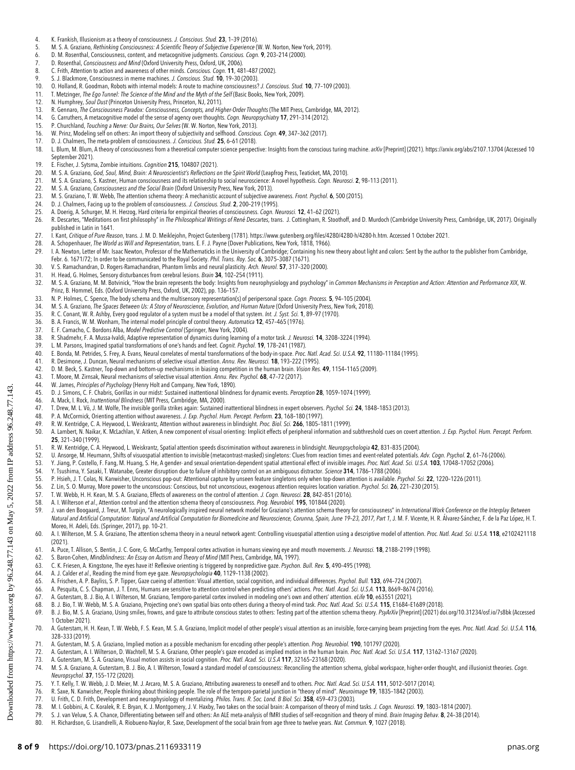4. K. Frankish, Illusionism as a theory of consciousness. *J. Conscious. Stud.* **23**, 1–39 (2016).
5. M. S. A. Graziano, *Rethinking Consciousness: A Scientific Theory of Subjective Experience* (W. W. Norton, New York, 2019).
6. D. M. Rosenthal, Consciousness, content, and metacognitive judgments. *Conscious. Cogn.* **9**, 203–214 (2000).
7. D. Rosenthal, *Consciousness and Mind* (Oxford University Press, Oxford, UK, 2006).
8. C. Frith, Attention to action and awareness of other minds. *Conscious. Cogn.* **11**, 481–487 (2002).
9. S. J. Blackmore, Consciousness in meme machines. *J. Conscious. Stud.* **10**, 19–30 (2003).
10. O. Holland, R. Goodman, Robots with internal models: A route to machine consciousness? *J. Conscious. Stud.* **10**, 77–109 (2003).
11. T. Metzinger, *The Ego Tunnel: The Science of the Mind and the Myth of the Self* (Basic Books, New York, 2009).
12. N. Humphrey, *Soul Dust* (Princeton University Press, Princeton, NJ, 2011).
13. R. Gennaro, *The Consciousness Paradox: Consciousness, Concepts, and Higher-Order Thoughts* (The MIT Press, Cambridge, MA, 2012).
14. G. Carruthers, A metacognitive model of the sense of agency over thoughts. *Cogn. Neuropsychiatry* **17**, 291–314 (2012).
15. P. Churchland, *Touching a Nerve: Our Brains, Our Selves* (W. W. Norton, New York, 2013).
16. W. Prinz, Modeling self on others: An import theory of subjectivity and selfhood. *Conscious. Cogn.* **49**, 347–362 (2017).
17. D. J. Chalmers, The meta-problem of consciousness. *J. Conscious. Stud.* **25**, 6–61 (2018).
18. L. Blum, M. Blum, A theory of consciousness from a theoretical computer science perspective: Insights from the conscious turing machine. *arXiv* [Preprint] (2021). https://arxiv.org/abs/2107.13704 (Accessed 10 September 2021).
19. E. Fischer, J. Sytsma, Zombie intuitions. *Cognition* **215**, 104807 (2021).
20. M. S. A. Graziano, *God, Soul, Mind, Brain: A Neuroscientist's Reflections on the Spirit World* (Leapfrog Press, Teaticket, MA, 2010).
21. M. S. A. Graziano, S. Kastner, Human consciousness and its relationship to social neuroscience: A novel hypothesis. *Cogn. Neurosci.* **2**, 98–113 (2011).
22. M. S. A. Graziano, *Consciousness and the Social Brain* (Oxford University Press, New York, 2013).
23. M. S. Graziano, T. W. Webb, The attention schema theory: A mechanistic account of subjective awareness. *Front. Psychol.* **6**, 500 (2015).
24. D. J. Chalmers, Facing up to the problem of consciousness. *J. Conscious. Stud.* **2**, 200–219 (1995).
25. A. Doerig, A. Schurger, M. H. Herzog, Hard criteria for empirical theories of consciousness. *Cogn. Neurosci.* **12**, 41–62 (2021).
26. R. Descartes, "Meditations on first philosophy" in *The Philosophical Writings of René Descartes*, trans. J. Cottingham, R. Stoothoff, and D. Murdoch (Cambridge University Press, Cambridge, UK, 2017). Originally published in Latin in 1641.
27. I. Kant, *Critique of Pure Reason*, trans. J. M. D. Meiklejohn, Project Gutenberg (1781). https://www.gutenberg.org/files/4280/4280-h/4280-h.htm. Accessed 1 October 2021.
28. A. Schopenhauer, *The World as Will and Representation*, trans. E. F. J. Payne (Dover Publications, New York, 1818, 1966).
29. I. A. Newton, Letter of Mr. Isaac Newton, Professor of the Mathematicks in the University of Cambridge; Containing his new theory about light and colors: Sent by the author to the publisher from Cambridge, Febr. 6. 1671/72; In order to be communicated to the Royal Society. *Phil. Trans. Roy. Soc.* **6**, 3075–3087 (1671).
30. V. S. Ramachandran, D. Rogers-Ramachandran, Phantom limbs and neural plasticity. *Arch. Neurol.* **57**, 317–320 (2000).
31. H. Head, G. Holmes, Sensory disturbances from cerebral lesions. *Brain* **34**, 102–254 (1911).
32. M. S. A. Graziano, M. M. Botvinick, "How the brain represents the body: Insights from neurophysiology and psychology" in *Common Mechanisms in Perception and Action: Attention and Performance XIX*, W. Prinz, B. Hommel, Eds. (Oxford University Press, Oxford, UK, 2002), pp. 136–157.
33. N. P. Holmes, C. Spence, The body schema and the multisensory representation(s) of peripersonal space. *Cogn. Process.* **5**, 94–105 (2004).
34. M. S. A. Graziano, *The Spaces Between Us: A Story of Neuroscience, Evolution, and Human Nature* (Oxford University Press, New York, 2018).
35. R. C. Conant, W. R. Ashby, Every good regulator of a system must be a model of that system. *Int. J. Syst. Sci.* **1**, 89–97 (1970).
36. B. A. Francis, W. M. Wonham, The internal model principle of control theory. *Automatica* **12**, 457–465 (1976).
37. E. F. Camacho, C. Bordons Alba, *Model Predictive Control* (Springer, New York, 2004).
38. R. Shadmehr, F. A. Mussa-Ivaldi, Adaptive representation of dynamics during learning of a motor task. *J. Neurosci.* **14**, 3208–3224 (1994).
39. L. M. Parsons, Imagined spatial transformations of one's hands and feet. *Cognit. Psychol.* **19**, 178–241 (1987).
40. E. Bonda, M. Petrides, S. Frey, A. Evans, Neural correlates of mental transformations of the body-in-space. *Proc. Natl. Acad. Sci. U.S.A.* **92**, 11180–11184 (1995).
41. R. Desimone, J. Duncan, Neural mechanisms of selective visual attention. *Annu. Rev. Neurosci.* **18**, 193–222 (1995).
42. D. M. Beck, S. Kastner, Top-down and bottom-up mechanisms in biasing competition in the human brain. *Vision Res.* **49**, 1154–1165 (2009).
43. T. Moore, M. Zirnsak, Neural mechanisms of selective visual attention. *Annu. Rev. Psychol.* **68**, 47–72 (2017).
44. W. James, *Principles of Psychology* (Henry Holt and Company, New York, 1890).
45. D. J. Simons, C. F. Chabris, Gorillas in our midst: Sustained inattentional blindness for dynamic events. *Perception* **28**, 1059–1074 (1999).
46. A. Mack, I. Rock, *Inattentional Blindness* (MIT Press, Cambridge, MA, 2000).
47. T. Drew, M. L. Võ, J. M. Wolfe, The invisible gorilla strikes again: Sustained inattentional blindness in expert observers. *Psychol. Sci.* **24**, 1848–1853 (2013).
48. P. A. McCormick, Orienting attention without awareness. *J. Exp. Psychol. Hum. Percept. Perform.* **23**, 168–180 (1997).
49. R. W. Kentridge, C. A. Heywood, L. Weiskrantz, Attention without awareness in blindsight. *Proc. Biol. Sci.* **266**, 1805–1811 (1999).
50. A. Lambert, N. Naikar, K. McLachlan, V. Aitken, A new component of visual orienting: Implicit effects of peripheral information and subthreshold cues on covert attention. *J. Exp. Psychol. Hum. Percept. Perform.* **25**, 321–340 (1999).
51. R. W. Kentridge, C. A. Heywood, L. Weiskrantz, Spatial attention speeds discrimination without awareness in blindsight. *Neuropsychologia* **42**, 831–835 (2004).
52. U. Ansorge, M. Heumann, Shifts of visuospatial attention to invisible (metacontrast-masked) singletons: Clues from reaction times and event-related potentials. *Adv. Cogn. Psychol.* **2**, 61–76 (2006).
53. Y. Jiang, P. Costello, F. Fang, M. Huang, S. He, A gender- and sexual orientation-dependent spatial attentional effect of invisible images. *Proc. Natl. Acad. Sci. U.S.A.* **103**, 17048–17052 (2006).
54. Y. Tsushima, Y. Sasaki, T. Watanabe, Greater disruption due to failure of inhibitory control on an ambiguous distractor. *Science* **314**, 1786–1788 (2006).
55. P. Hsieh, J. T. Colas, N. Kanwisher, Unconscious pop-out: Attentional capture by unseen feature singletons only when top-down attention is available. *Psychol. Sci.* **22**, 1220–1226 (2011).
56. Z. Lin, S. O. Murray, More power to the unconscious: Conscious, but not unconscious, exogenous attention requires location variation. *Psychol. Sci.* **26**, 221–230 (2015).
57. T. W. Webb, H. H. Kean, M. S. A. Graziano, Effects of awareness on the control of attention. *J. Cogn. Neurosci.* **28**, 842–851 (2016).
58. A. I. Wilterson *et al.*, Attention control and the attention schema theory of consciousness. *Prog. Neurobiol.* **195**, 101844 (2020).
59. J. van den Boogaard, J. Treur, M. Turpijn, "A neurologically inspired neural network model for Graziano's attention schema theory for consciousness" in *International Work Conference on the Interplay Between Natural and Artificial Computation: Natural and Artificial Computation for Biomedicine and Neuroscience, Corunna, Spain, June 19–23, 2017, Part 1*, J. M. F. Vicente, H. R. Álvarez-Sánchez, F. de la Paz López, H. T. Moreo, H. Adeli, Eds. (Springer, 2017), pp. 10–21.
60. A. I. Wilterson, M. S. A. Graziano, The attention schema theory in a neural network agent: Controlling visuospatial attention using a descriptive model of attention. *Proc. Natl. Acad. Sci. U.S.A.* **118**, e2102421118 (2021).
61. A. Puce, T. Allison, S. Bentin, J. C. Gore, G. McCarthy, Temporal cortex activation in humans viewing eye and mouth movements. *J. Neurosci.* **18**, 2188–2199 (1998).
62. S. Baron-Cohen, *Mindblindness: An Essay on Autism and Theory of Mind* (MIT Press, Cambridge, MA, 1997).
63. C. K. Friesen, A. Kingstone, The eyes have it! Reflexive orienting is triggered by nonpredictive gaze. *Psychon. Bull. Rev.* **5**, 490–495 (1998).
64. A. J. Calder *et al.*, Reading the mind from eye gaze. *Neuropsychologia* **40**, 1129–1138 (2002).
65. A. Frischen, A. P. Bayliss, S. P. Tipper, Gaze cueing of attention: Visual attention, social cognition, and individual differences. *Psychol. Bull.* **133**, 694–724 (2007).
66. A. Pesquita, C. S. Chapman, J. T. Enns, Humans are sensitive to attention control when predicting others' actions. *Proc. Natl. Acad. Sci. U.S.A.* **113**, 8669–8674 (2016).
67. A. Guterstam, B. J. Bio, A. I. Wilterson, M. Graziano, Temporo-parietal cortex involved in modeling one's own and others' attention. *eLife* **10**, e63551 (2021).
68. B. J. Bio, T. W. Webb, M. S. A. Graziano, Projecting one's own spatial bias onto others during a theory-of-mind task. *Proc. Natl. Acad. Sci. U.S.A.* **115**, E1684–E1689 (2018).
69. B. J. Bio, M. S. A. Graziano, Using smiles, frowns, and gaze to attribute conscious states to others: Testing part of the attention schema theory. *PsyArXiv* [Preprint] (2021) doi.org/10.31234/osf.io/7s8bk (Accessed 1 October 2021).
70. A. Guterstam, H. H. Kean, T. W. Webb, F. S. Kean, M. S. A. Graziano, Implicit model of other people's visual attention as an invisible, force-carrying beam projecting from the eyes. *Proc. Natl. Acad. Sci. U.S.A.* **116**, 328–333 (2019).
71. A. Guterstam, M. S. A. Graziano, Implied motion as a possible mechanism for encoding other people's attention. *Prog. Neurobiol.* **190**, 101797 (2020).
72. A. Guterstam, A. I. Wilterson, D. Wachtell, M. S. A. Graziano, Other people's gaze encoded as implied motion in the human brain. *Proc. Natl. Acad. Sci. U.S.A.* **117**, 13162–13167 (2020).
73. A. Guterstam, M. S. A. Graziano, Visual motion assists in social cognition. *Proc. Natl. Acad. Sci. U.S.A* **117**, 32165–23168 (2020).
74. M. S. A. Graziano, A. Guterstam, B. J. Bio, A. I. Wilterson, Toward a standard model of consciousness: Reconciling the attention schema, global workspace, higher-order thought, and illusionist theories. *Cogn. Neuropsychol.* **37**, 155–172 (2020).
75. Y. T. Kelly, T. W. Webb, J. D. Meier, M. J. Arcaro, M. S. A. Graziano, Attributing awareness to oneself and to others. *Proc. Natl. Acad. Sci. U.S.A.* **111**, 5012–5017 (2014).
76. R. Saxe, N. Kanwisher, People thinking about thinking people. The role of the temporo-parietal junction in "theory of mind". *Neuroimage* **19**, 1835–1842 (2003).
77. U. Frith, C. D. Frith, Development and neurophysiology of mentalizing. *Philos. Trans. R. Soc. Lond. B Biol. Sci.* **358**, 459–473 (2003).
78. M. I. Gobbini, A. C. Koralek, R. E. Bryan, K. J. Montgomery, J. V. Haxby, Two takes on the social brain: A comparison of theory of mind tasks. *J. Cogn. Neurosci.* **19**, 1803–1814 (2007).
79. S. J. van Veluw, S. A. Chance, Differentiating between self and others: An ALE meta-analysis of fMRI studies of self-recognition and theory of mind. *Brain Imaging Behav.* **8**, 24–38 (2014).
80. H. Richardson, G. Lisandrelli, A. Riobueno-Naylor, R. Saxe, Development of the social brain from age three to twelve years. *Nat. Commun.* **9**, 1027 (2018).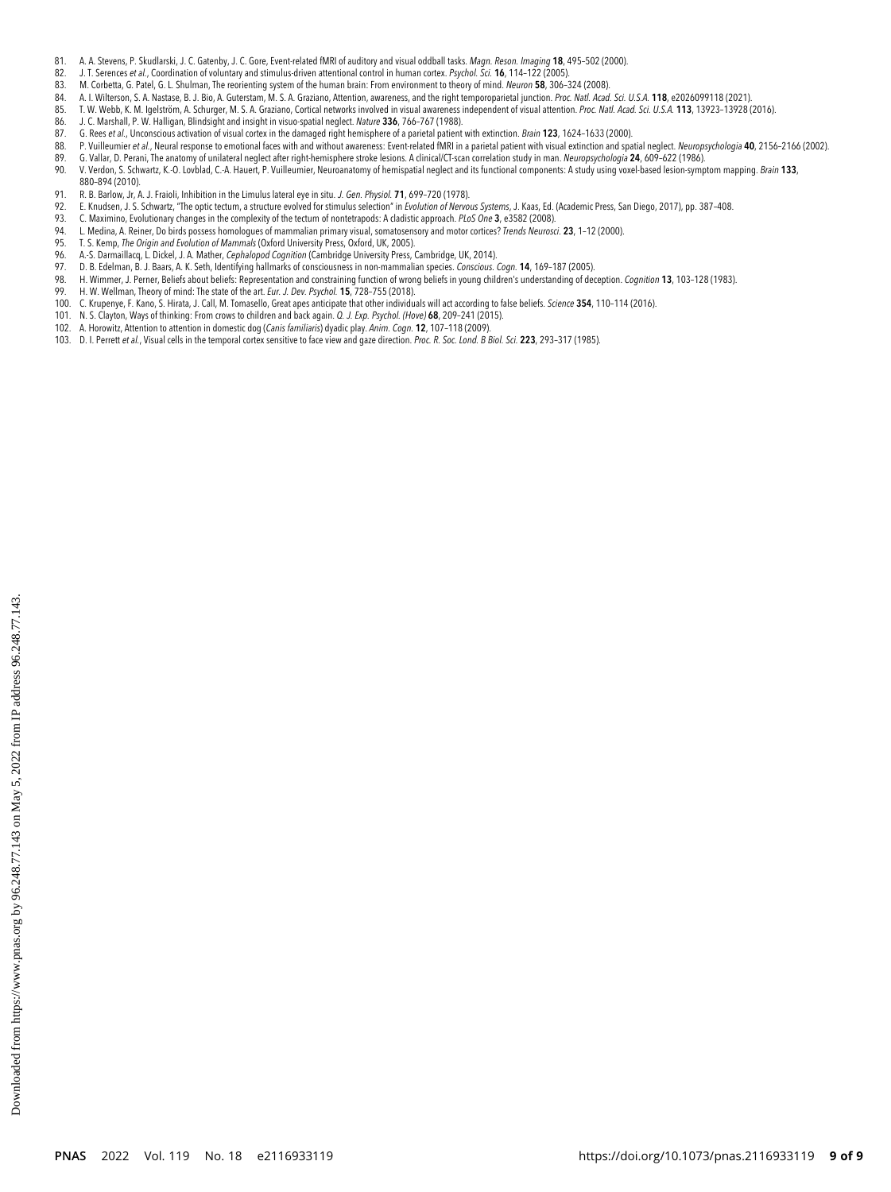81. A. A. Stevens, P. Skudlarski, J. C. Gatenby, J. C. Gore, Event-related fMRI of auditory and visual oddball tasks. *Magn. Reson. Imaging* **18**, 495–502 (2000).
82. J. T. Serences *et al.*, Coordination of voluntary and stimulus-driven attentional control in human cortex. *Psychol. Sci.* **16**, 114–122 (2005).
83. M. Corbetta, G. Patel, G. L. Shulman, The reorienting system of the human brain: From environment to theory of mind. *Neuron* **58**, 306–324 (2008).
84. A. I. Wilterson, S. A. Nastase, B. J. Bio, A. Guterstam, M. S. A. Graziano, Attention, awareness, and the right temporoparietal junction. *Proc. Natl. Acad. Sci. U.S.A.* **118**, e2026099118 (2021).
85. T. W. Webb, K. M. Igelström, A. Schurger, M. S. A. Graziano, Cortical networks involved in visual awareness independent of visual attention. *Proc. Natl. Acad. Sci. U.S.A.* **113**, 13923–13928 (2016).
86. J. C. Marshall, P. W. Halligan, Blindsight and insight in visuo-spatial neglect. *Nature* **336**, 766–767 (1988).
87. G. Rees *et al.*, Unconscious activation of visual cortex in the damaged right hemisphere of a parietal patient with extinction. *Brain* **123**, 1624–1633 (2000).
88. P. Vuilleumier *et al.*, Neural response to emotional faces with and without awareness: Event-related fMRI in a parietal patient with visual extinction and spatial neglect. *Neuropsychologia* **40**, 2156–2166 (2002).
89. G. Vallar, D. Perani, The anatomy of unilateral neglect after right-hemisphere stroke lesions. A clinical/CT-scan correlation study in man. *Neuropsychologia* **24**, 609–622 (1986).
90. V. Verdon, S. Schwartz, K.-O. Lovblad, C.-A. Hauert, P. Vuilleumier, Neuroanatomy of hemispatial neglect and its functional components: A study using voxel-based lesion-symptom mapping. *Brain* **133**, 880–894 (2010).
91. R. B. Barlow, Jr, A. J. Fraioli, Inhibition in the Limulus lateral eye in situ. *J. Gen. Physiol.* **71**, 699–720 (1978).
92. E. Knudsen, J. S. Schwartz, "The optic tectum, a structure evolved for stimulus selection" in *Evolution of Nervous Systems*, J. Kaas, Ed. (Academic Press, San Diego, 2017), pp. 387–408.
93. C. Maximino, Evolutionary changes in the complexity of the tectum of nontetrapods: A cladistic approach. *PLoS One* **3**, e3582 (2008).
94. L. Medina, A. Reiner, Do birds possess homologues of mammalian primary visual, somatosensory and motor cortices? *Trends Neurosci.* **23**, 1–12 (2000).
95. T. S. Kemp, *The Origin and Evolution of Mammals* (Oxford University Press, Oxford, UK, 2005).
96. A.-S. Darmaillacq, L. Dickel, J. A. Mather, *Cephalopod Cognition* (Cambridge University Press, Cambridge, UK, 2014).
97. D. B. Edelman, B. J. Baars, A. K. Seth, Identifying hallmarks of consciousness in non-mammalian species. *Conscious. Cogn.* **14**, 169–187 (2005).
98. H. Wimmer, J. Perner, Beliefs about beliefs: Representation and constraining function of wrong beliefs in young children's understanding of deception. *Cognition* **13**, 103–128 (1983).
99. H. W. Wellman, Theory of mind: The state of the art. *Eur. J. Dev. Psychol.* **15**, 728–755 (2018).
100. C. Krupenye, F. Kano, S. Hirata, J. Call, M. Tomasello, Great apes anticipate that other individuals will act according to false beliefs. *Science* **354**, 110–114 (2016).
101. N. S. Clayton, Ways of thinking: From crows to children and back again. *Q. J. Exp. Psychol. (Hove)* **68**, 209–241 (2015).
102. A. Horowitz, Attention to attention in domestic dog (*Canis familiaris*) dyadic play. *Anim. Cogn.* **12**, 107–118 (2009).
103. D. I. Perrett *et al.*, Visual cells in the temporal cortex sensitive to face view and gaze direction. *Proc. R. Soc. Lond. B Biol. Sci.* **223**, 293–317 (1985).